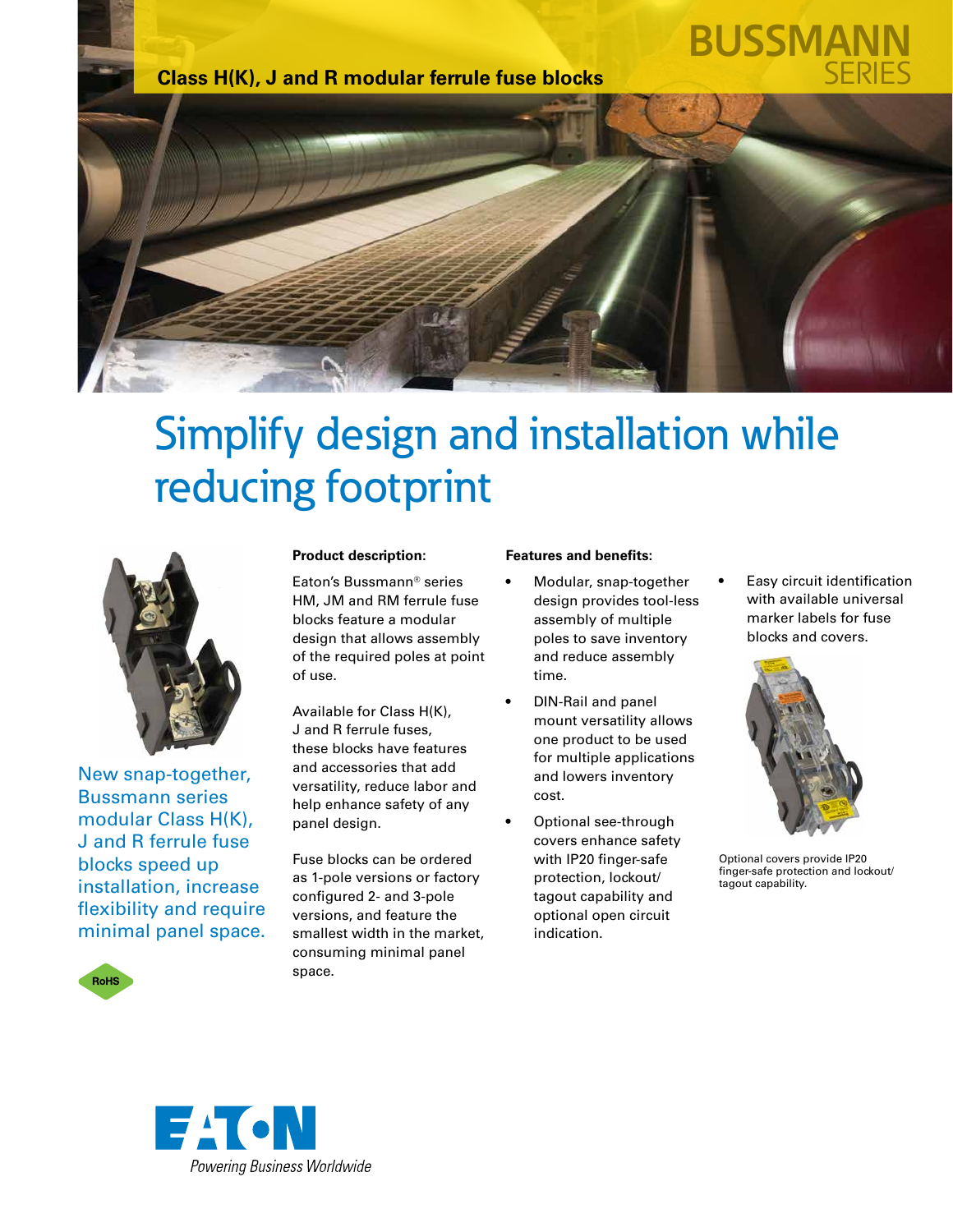Class H(K), J and R modular ferrule fuse blocks

BUSSMANN SERIES

# Simplify design and installation while reducing footprint

New snap-together, Bussmann series modular Class H(K), J and R ferrule fuse blocks speed up installation, increase flexibility and require minimal panel space.

RoHS

**Product description:**

Eaton's Bussmann® series HM, JM and RM ferrule fuse blocks feature a modular design that allows assembly of the required poles at point of use.

Available for Class H(K), J and R ferrule fuses, these blocks have features and accessories that add versatility, reduce labor and help enhance safety of any panel design.

Fuse blocks can be ordered as 1-pole versions or factory configured 2- and 3-pole versions, and feature the smallest width in the market, consuming minimal panel space.

**Features and benefits:**

- Modular, snap-together design provides tool-less assembly of multiple poles to save inventory and reduce assembly time.
- DIN-Rail and panel mount versatility allows one product to be used for multiple applications and lowers inventory cost.
- Optional see-through covers enhance safety with IP20 finger-safe protection, lockout/ tagout capability and optional open circuit indication.
- Easy circuit identification with available universal marker labels for fuse blocks and covers.

Optional covers provide IP20 finger-safe protection and lockout/ tagout capability.

EATON

*Powering Business Worldwide*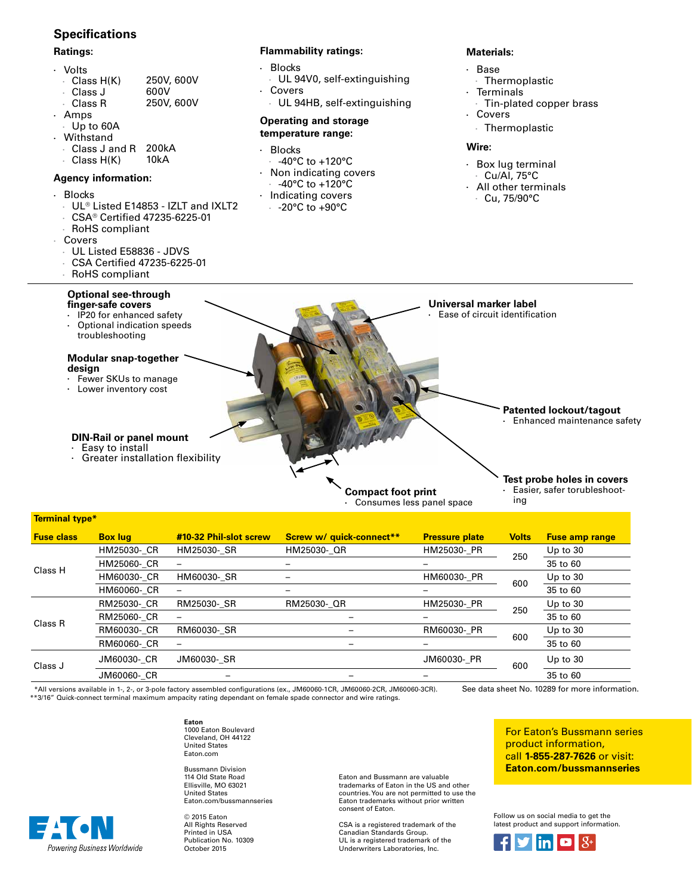## Specifications

### Ratings:

- Volts
  - Class H(K) 250V, 600V
  - Class J 600V
  - Class R 250V, 600V
- Amps
  - Up to 60A
- Withstand
  - Class J and R 200kA
  - Class H(K) 10kA

### Agency information:

- Blocks
  - UL® Listed E14853 - IZLT and IXLT2
  - CSA® Certified 47235-6225-01
  - RoHS compliant
- Covers
  - UL Listed E58836 - JDVS
  - CSA Certified 47235-6225-01
  - RoHS compliant

### Flammability ratings:

- Blocks
  - UL 94V0, self-extinguishing
- Covers
  - UL 94HB, self-extinguishing

### Operating and storage temperature range:

- Blocks
  - -40°C to +120°C
- Non indicating covers
  - -40°C to +120°C
- Indicating covers
  - -20°C to +90°C

### Materials:

- Base
  - Thermoplastic
- Terminals
  - Tin-plated copper brass
- Covers
  - Thermoplastic

### Wire:

- Box lug terminal
  - Cu/Al, 75°C
- All other terminals
  - Cu, 75/90°C

**Optional see-through finger-safe covers**
- IP20 for enhanced safety
- Optional indication speeds troubleshooting

**Modular snap-together design**
- Fewer SKUs to manage
- Lower inventory cost

**DIN-Rail or panel mount**
- Easy to install
- Greater installation flexibility

**Universal marker label**
- Ease of circuit identification

**Patented lockout/tagout**
- Enhanced maintenance safety

**Test probe holes in covers**
- Easier, safer torubleshoot-ing

**Compact foot print**
- Consumes less panel space

**Terminal type***

| Fuse class | Box lug | #10-32 Phil-slot screw | Screw w/ quick-connect** | Pressure plate | Volts | Fuse amp range |
|---|---|---|---|---|---|---|
| Class H | HM25030-_CR | HM25030-_SR | HM25030-_QR | HM25030-_PR | 250 | Up to 30 |
| | HM25060-_CR | – | – | – | | 35 to 60 |
| | HM60030-_CR | HM60030-_SR | – | HM60030-_PR | 600 | Up to 30 |
| | HM60060-_CR | – | – | – | | 35 to 60 |
| Class R | RM25030-_CR | RM25030-_SR | RM25030-_QR | HM25030-_PR | 250 | Up to 30 |
| | RM25060-_CR | – | – | – | | 35 to 60 |
| | RM60030-_CR | RM60030-_SR | – | RM60030-_PR | 600 | Up to 30 |
| | RM60060-_CR | – | – | – | | 35 to 60 |
| Class J | JM60030-_CR | JM60030-_SR | | JM60030-_PR | 600 | Up to 30 |
| | JM60060-_CR | – | – | – | | 35 to 60 |

*All versions available in 1-, 2-, or 3-pole factory assembled configurations (ex., JM60060-1CR, JM60060-2CR, JM60060-3CR).
**3/16" Quick-connect terminal maximum ampacity rating dependant on female spade connector and wire ratings.

See data sheet No. 10289 for more information.

**Eaton**
1000 Eaton Boulevard
Cleveland, OH 44122
United States
Eaton.com

Bussmann Division
114 Old State Road
Ellisville, MO 63021
United States
Eaton.com/bussmannseries

© 2015 Eaton
All Rights Reserved
Printed in USA
Publication No. 10309
October 2015

Eaton and Bussmann are valuable trademarks of Eaton in the US and other countries. You are not permitted to use the Eaton trademarks without prior written consent of Eaton.

CSA is a registered trademark of the Canadian Standards Group.
UL is a registered trademark of the Underwriters Laboratories, Inc.

For Eaton's Bussmann series product information, call **1-855-287-7626** or visit: **Eaton.com/bussmannseries**

Follow us on social media to get the latest product and support information.

EATON
Powering Business Worldwide